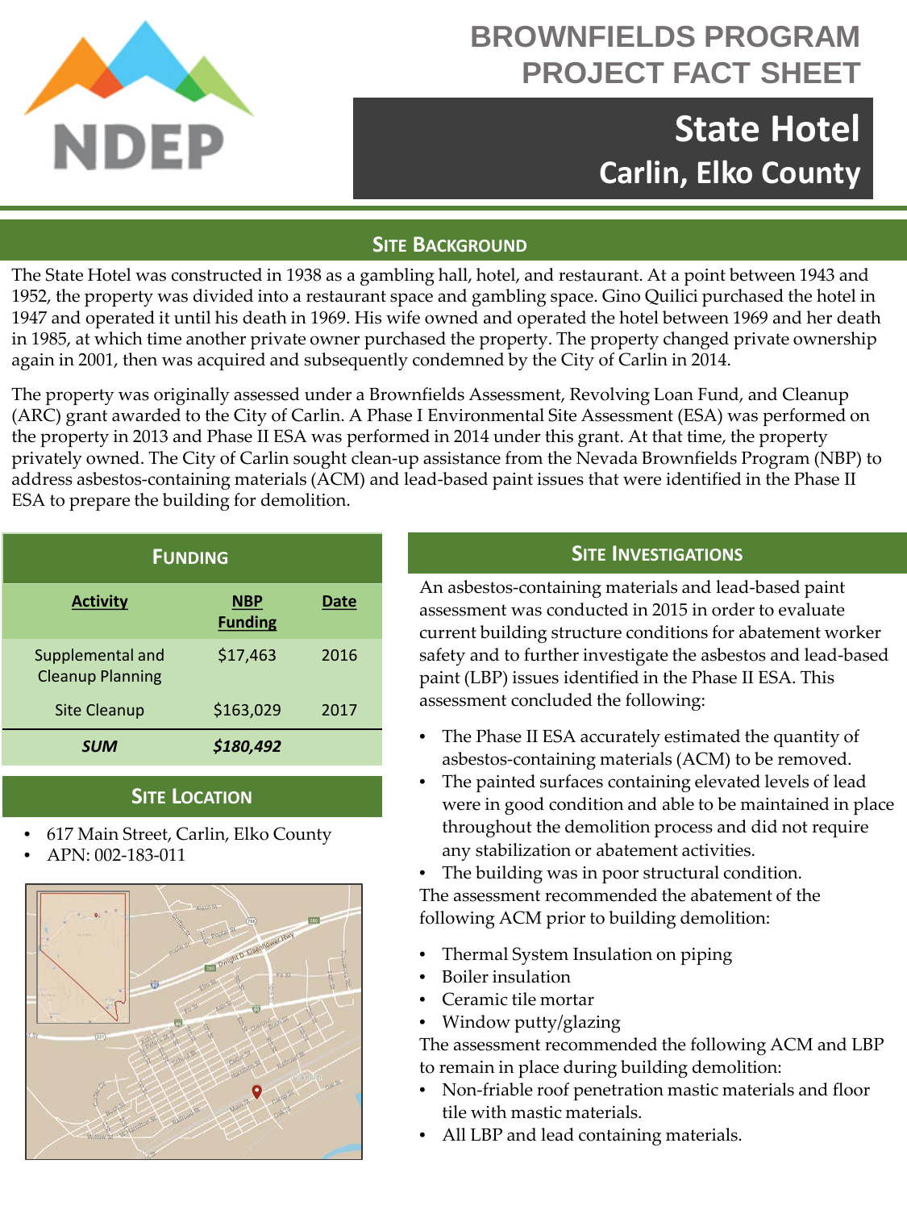# BROWNFIELDS PROGRAM PROJECT FACT SHEET

## State Hotel
### Carlin, Elko County

## SITE BACKGROUND

The State Hotel was constructed in 1938 as a gambling hall, hotel, and restaurant. At a point between 1943 and 1952, the property was divided into a restaurant space and gambling space. Gino Quilici purchased the hotel in 1947 and operated it until his death in 1969. His wife owned and operated the hotel between 1969 and her death in 1985, at which time another private owner purchased the property. The property changed private ownership again in 2001, then was acquired and subsequently condemned by the City of Carlin in 2014.

The property was originally assessed under a Brownfields Assessment, Revolving Loan Fund, and Cleanup (ARC) grant awarded to the City of Carlin. A Phase I Environmental Site Assessment (ESA) was performed on the property in 2013 and Phase II ESA was performed in 2014 under this grant. At that time, the property privately owned. The City of Carlin sought clean-up assistance from the Nevada Brownfields Program (NBP) to address asbestos-containing materials (ACM) and lead-based paint issues that were identified in the Phase II ESA to prepare the building for demolition.

## FUNDING

| Activity | NBP Funding | Date |
|---|---|---|
| Supplemental and Cleanup Planning | $17,463 | 2016 |
| Site Cleanup | $163,029 | 2017 |
| ***SUM*** | ***$180,492*** | |

## SITE LOCATION

- 617 Main Street, Carlin, Elko County
- APN: 002-183-011

## SITE INVESTIGATIONS

An asbestos-containing materials and lead-based paint assessment was conducted in 2015 in order to evaluate current building structure conditions for abatement worker safety and to further investigate the asbestos and lead-based paint (LBP) issues identified in the Phase II ESA. This assessment concluded the following:

- The Phase II ESA accurately estimated the quantity of asbestos-containing materials (ACM) to be removed.
- The painted surfaces containing elevated levels of lead were in good condition and able to be maintained in place throughout the demolition process and did not require any stabilization or abatement activities.
- The building was in poor structural condition.

The assessment recommended the abatement of the following ACM prior to building demolition:

- Thermal System Insulation on piping
- Boiler insulation
- Ceramic tile mortar
- Window putty/glazing

The assessment recommended the following ACM and LBP to remain in place during building demolition:

- Non-friable roof penetration mastic materials and floor tile with mastic materials.
- All LBP and lead containing materials.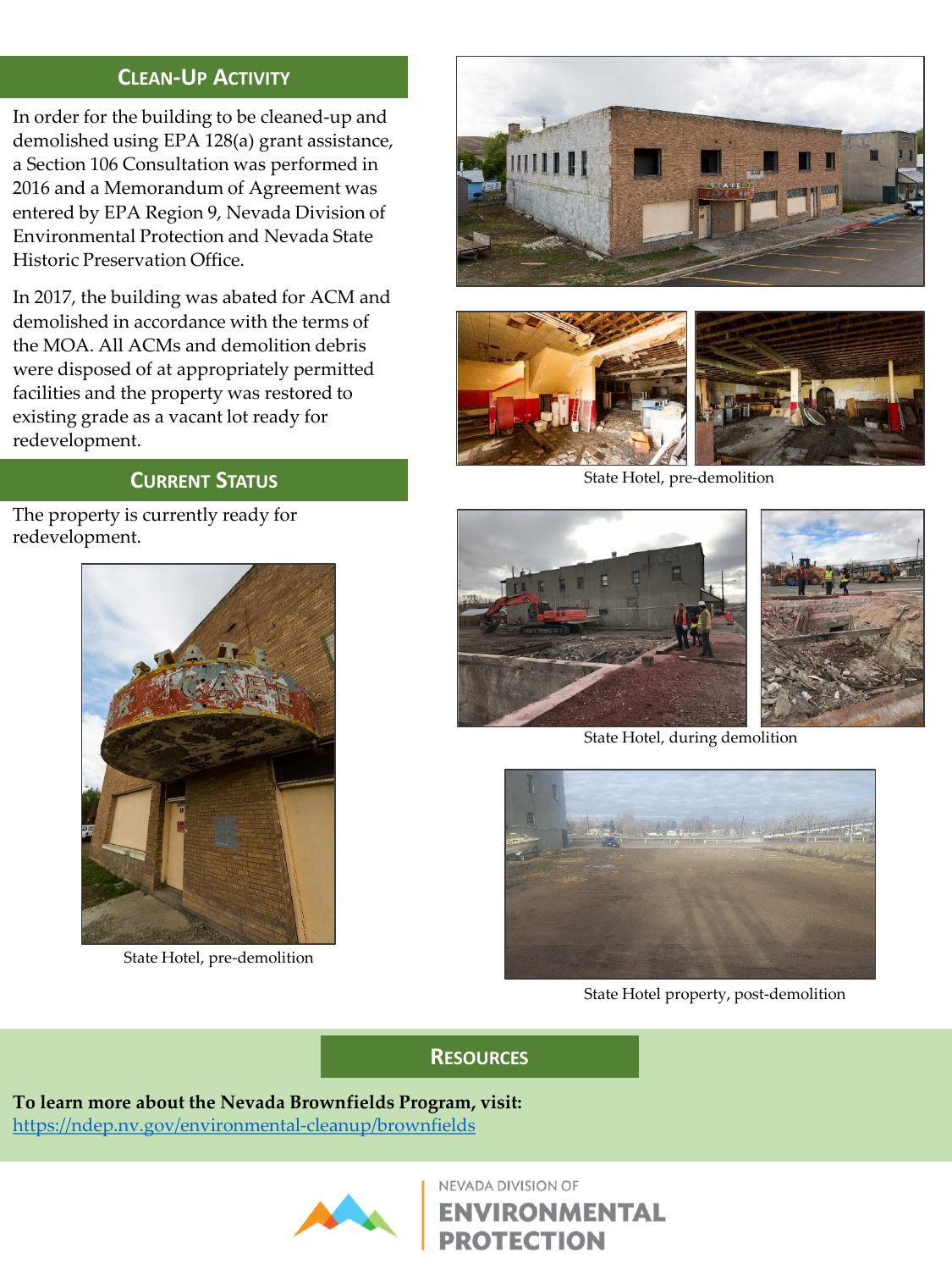## Clean-Up Activity

In order for the building to be cleaned-up and demolished using EPA 128(a) grant assistance, a Section 106 Consultation was performed in 2016 and a Memorandum of Agreement was entered by EPA Region 9, Nevada Division of Environmental Protection and Nevada State Historic Preservation Office.

In 2017, the building was abated for ACM and demolished in accordance with the terms of the MOA. All ACMs and demolition debris were disposed of at appropriately permitted facilities and the property was restored to existing grade as a vacant lot ready for redevelopment.

## Current Status

The property is currently ready for redevelopment.

State Hotel, pre-demolition

State Hotel, pre-demolition

State Hotel, during demolition

State Hotel property, post-demolition

## Resources

**To learn more about the Nevada Brownfields Program, visit:**
[https://ndep.nv.gov/environmental-cleanup/brownfields](https://ndep.nv.gov/environmental-cleanup/brownfields)

NEVADA DIVISION OF ENVIRONMENTAL PROTECTION